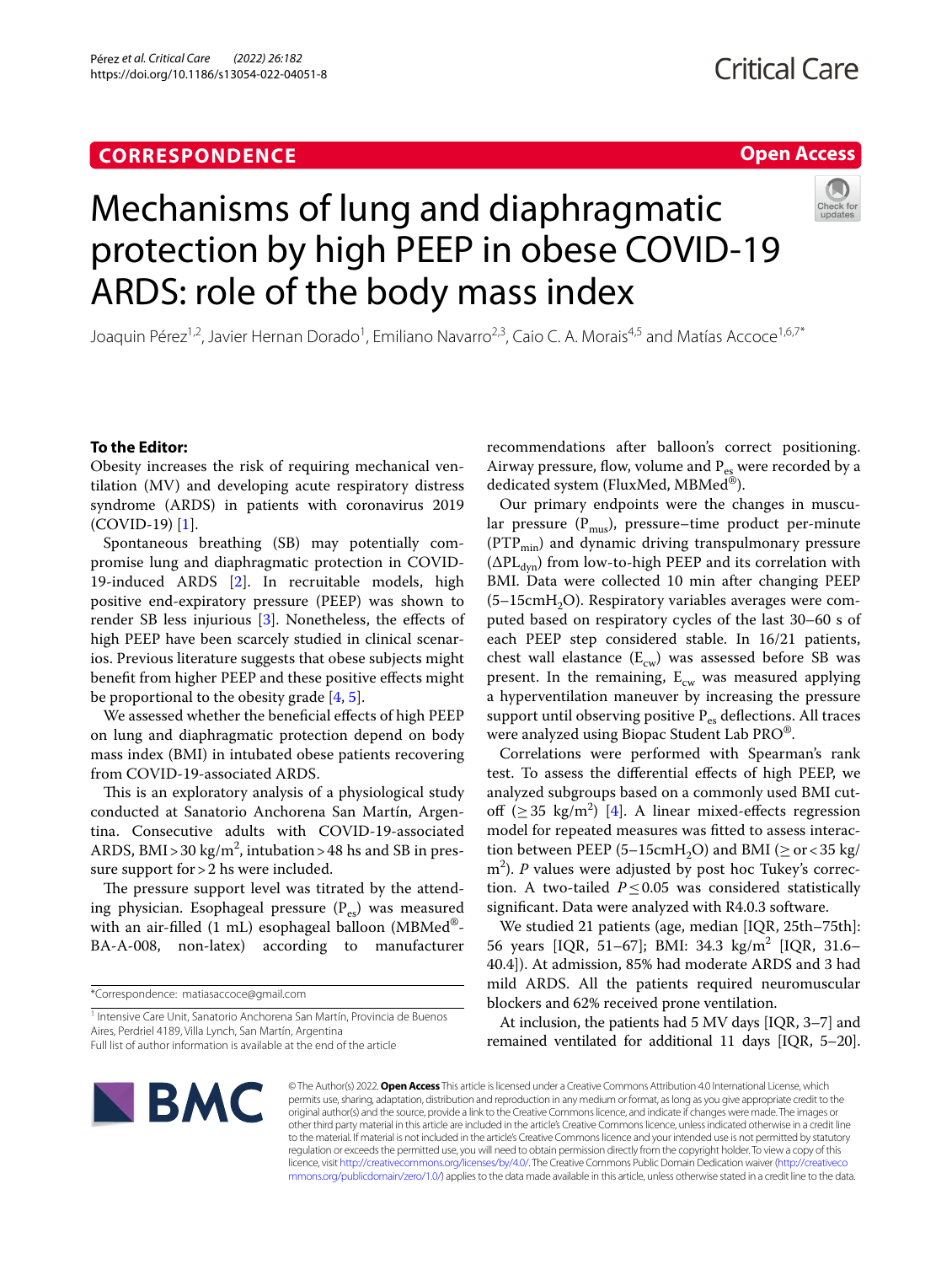CORRESPONDENCE

Open Access

# Mechanisms of lung and diaphragmatic protection by high PEEP in obese COVID-19 ARDS: role of the body mass index

Joaquin Pérez[1,2], Javier Hernan Dorado[1], Emiliano Navarro[2,3], Caio C. A. Morais[4,5] and Matías Accoce[1,6,7*]

**To the Editor:**

Obesity increases the risk of requiring mechanical ventilation (MV) and developing acute respiratory distress syndrome (ARDS) in patients with coronavirus 2019 (COVID-19) [1].

Spontaneous breathing (SB) may potentially compromise lung and diaphragmatic protection in COVID-19-induced ARDS [2]. In recruitable models, high positive end-expiratory pressure (PEEP) was shown to render SB less injurious [3]. Nonetheless, the effects of high PEEP have been scarcely studied in clinical scenarios. Previous literature suggests that obese subjects might benefit from higher PEEP and these positive effects might be proportional to the obesity grade [4, 5].

We assessed whether the beneficial effects of high PEEP on lung and diaphragmatic protection depend on body mass index (BMI) in intubated obese patients recovering from COVID-19-associated ARDS.

This is an exploratory analysis of a physiological study conducted at Sanatorio Anchorena San Martín, Argentina. Consecutive adults with COVID-19-associated ARDS, BMI > 30 $kg/m^2$, intubation > 48 hs and SB in pressure support for > 2 hs were included.

The pressure support level was titrated by the attending physician. Esophageal pressure ($P_{es}$) was measured with an air-filled (1 mL) esophageal balloon (MBMed®-BA-A-008, non-latex) according to manufacturer recommendations after balloon's correct positioning. Airway pressure, flow, volume and $P_{es}$ were recorded by a dedicated system (FluxMed, MBMed®).

Our primary endpoints were the changes in muscular pressure ($P_{mus}$), pressure–time product per-minute ($PTP_{min}$) and dynamic driving transpulmonary pressure ($\Delta PL_{dyn}$) from low-to-high PEEP and its correlation with BMI. Data were collected 10 min after changing PEEP (5–15cm$H_2O$). Respiratory variables averages were computed based on respiratory cycles of the last 30–60 s of each PEEP step considered stable. In 16/21 patients, chest wall elastance ($E_{cw}$) was assessed before SB was present. In the remaining, $E_{cw}$ was measured applying a hyperventilation maneuver by increasing the pressure support until observing positive $P_{es}$ deflections. All traces were analyzed using Biopac Student Lab PRO®.

Correlations were performed with Spearman's rank test. To assess the differential effects of high PEEP, we analyzed subgroups based on a commonly used BMI cut-off ($\geq$ 35 $kg/m^2$) [4]. A linear mixed-effects regression model for repeated measures was fitted to assess interaction between PEEP (5–15cm$H_2O$) and BMI ($\geq$ or < 35 $kg/m^2$). *P* values were adjusted by post hoc Tukey's correction. A two-tailed $P \leq 0.05$ was considered statistically significant. Data were analyzed with R4.0.3 software.

We studied 21 patients (age, median [IQR, 25th–75th]: 56 years [IQR, 51–67]; BMI: 34.3 $kg/m^2$ [IQR, 31.6–40.4]). At admission, 85% had moderate ARDS and 3 had mild ARDS. All the patients required neuromuscular blockers and 62% received prone ventilation.

At inclusion, the patients had 5 MV days [IQR, 3–7] and remained ventilated for additional 11 days [IQR, 5–20].

*Correspondence: matiasaccoce@gmail.com

[1] Intensive Care Unit, Sanatorio Anchorena San Martín, Provincia de Buenos Aires, Perdriel 4189, Villa Lynch, San Martín, Argentina

Full list of author information is available at the end of the article

© The Author(s) 2022. **Open Access** This article is licensed under a Creative Commons Attribution 4.0 International License, which permits use, sharing, adaptation, distribution and reproduction in any medium or format, as long as you give appropriate credit to the original author(s) and the source, provide a link to the Creative Commons licence, and indicate if changes were made. The images or other third party material in this article are included in the article's Creative Commons licence, unless indicated otherwise in a credit line to the material. If material is not included in the article's Creative Commons licence and your intended use is not permitted by statutory regulation or exceeds the permitted use, you will need to obtain permission directly from the copyright holder. To view a copy of this licence, visit http://creativecommons.org/licenses/by/4.0/. The Creative Commons Public Domain Dedication waiver (http://creativecommons.org/publicdomain/zero/1.0/) applies to the data made available in this article, unless otherwise stated in a credit line to the data.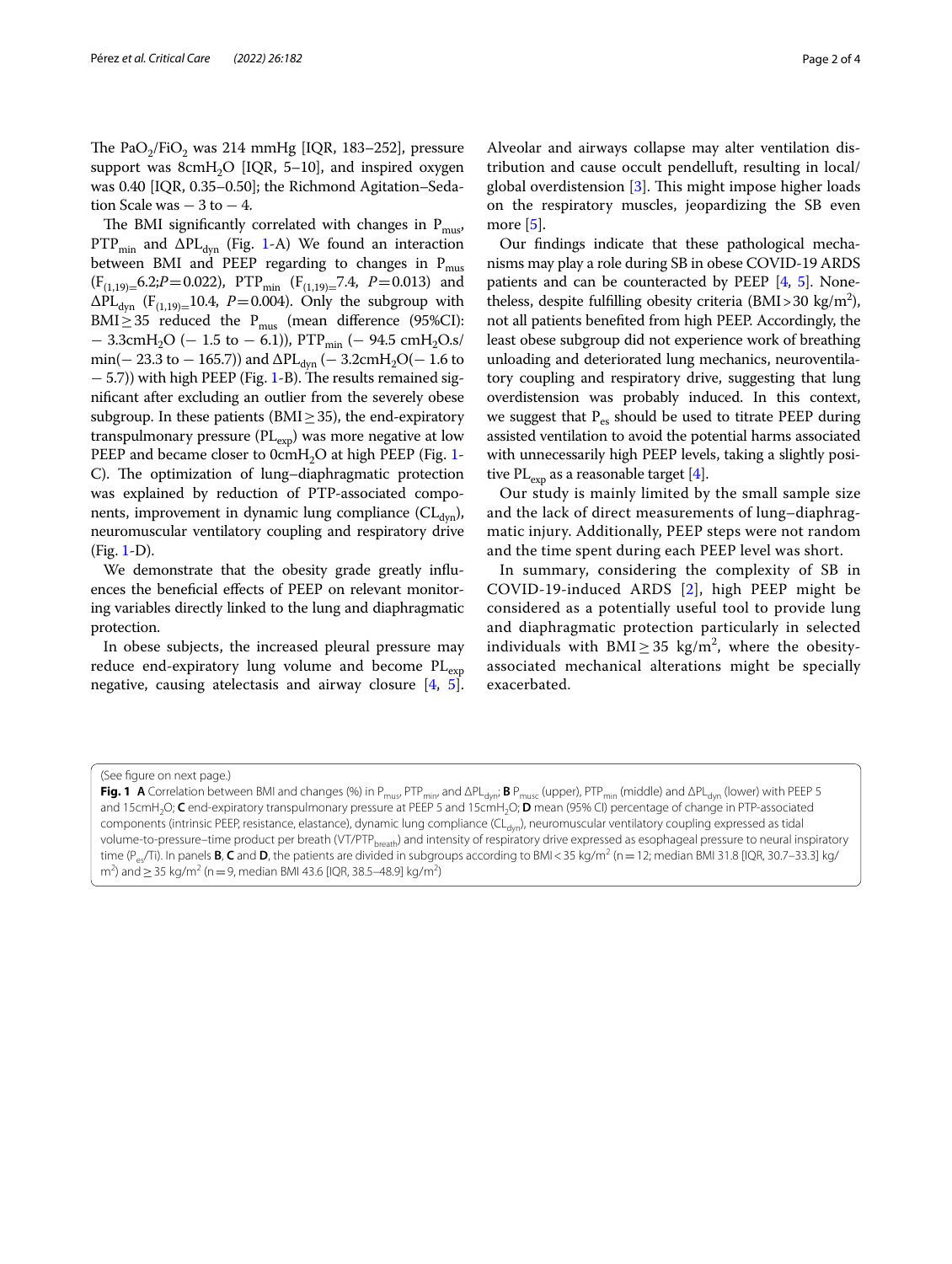The $PaO_2/FiO_2$ was 214 mmHg [IQR, 183–252], pressure support was 8cm$H_2O$ [IQR, 5–10], and inspired oxygen was 0.40 [IQR, 0.35–0.50]; the Richmond Agitation–Sedation Scale was − 3 to − 4.

The BMI significantly correlated with changes in $P_{mus}$, $PTP_{min}$ and $\Delta PL_{dyn}$ (Fig. 1-A) We found an interaction between BMI and PEEP regarding to changes in $P_{mus}$ ($F_{(1,19)}$=6.2;$P$=0.022), $PTP_{min}$ ($F_{(1,19)}$=7.4, $P$=0.013) and $\Delta PL_{dyn}$ ($F_{(1,19)}$=10.4, $P$=0.004). Only the subgroup with BMI ≥ 35 reduced the $P_{mus}$ (mean difference (95%CI): − 3.3cm$H_2O$ (− 1.5 to − 6.1)), $PTP_{min}$ (− 94.5 cm$H_2O$.s/min(− 23.3 to − 165.7)) and $\Delta PL_{dyn}$ (− 3.2cm$H_2O$(− 1.6 to − 5.7)) with high PEEP (Fig. 1-B). The results remained significant after excluding an outlier from the severely obese subgroup. In these patients (BMI ≥ 35), the end-expiratory transpulmonary pressure ($PL_{exp}$) was more negative at low PEEP and became closer to 0cm$H_2O$ at high PEEP (Fig. 1-C). The optimization of lung–diaphragmatic protection was explained by reduction of PTP-associated components, improvement in dynamic lung compliance ($CL_{dyn}$), neuromuscular ventilatory coupling and respiratory drive (Fig. 1-D).

We demonstrate that the obesity grade greatly influences the beneficial effects of PEEP on relevant monitoring variables directly linked to the lung and diaphragmatic protection.

In obese subjects, the increased pleural pressure may reduce end-expiratory lung volume and become $PL_{exp}$ negative, causing atelectasis and airway closure [4, 5]. Alveolar and airways collapse may alter ventilation distribution and cause occult pendelluft, resulting in local/global overdistension [3]. This might impose higher loads on the respiratory muscles, jeopardizing the SB even more [5].

Our findings indicate that these pathological mechanisms may play a role during SB in obese COVID-19 ARDS patients and can be counteracted by PEEP [4, 5]. Nonetheless, despite fulfilling obesity criteria (BMI > 30 kg/$m^2$), not all patients benefited from high PEEP. Accordingly, the least obese subgroup did not experience work of breathing unloading and deteriorated lung mechanics, neuroventilatory coupling and respiratory drive, suggesting that lung overdistension was probably induced. In this context, we suggest that $P_{es}$ should be used to titrate PEEP during assisted ventilation to avoid the potential harms associated with unnecessarily high PEEP levels, taking a slightly positive $PL_{exp}$ as a reasonable target [4].

Our study is mainly limited by the small sample size and the lack of direct measurements of lung–diaphragmatic injury. Additionally, PEEP steps were not random and the time spent during each PEEP level was short.

In summary, considering the complexity of SB in COVID-19-induced ARDS [2], high PEEP might be considered as a potentially useful tool to provide lung and diaphragmatic protection particularly in selected individuals with BMI ≥ 35 kg/$m^2$, where the obesity-associated mechanical alterations might be specially exacerbated.

(See figure on next page.)

**Fig. 1** **A** Correlation between BMI and changes (%) in $P_{mus}$, $PTP_{min}$, and $\Delta PL_{dyn}$; **B** $P_{musc}$ (upper), $PTP_{min}$ (middle) and $\Delta PL_{dyn}$ (lower) with PEEP 5 and 15cm$H_2O$; **C** end-expiratory transpulmonary pressure at PEEP 5 and 15cm$H_2O$; **D** mean (95% CI) percentage of change in PTP-associated components (intrinsic PEEP, resistance, elastance), dynamic lung compliance ($CL_{dyn}$), neuromuscular ventilatory coupling expressed as tidal volume-to-pressure–time product per breath ($VT/PTP_{breath}$) and intensity of respiratory drive expressed as esophageal pressure to neural inspiratory time ($P_{es}/Ti$). In panels **B**, **C** and **D**, the patients are divided in subgroups according to BMI < 35 kg/$m^2$ (n = 12; median BMI 31.8 [IQR, 30.7–33.3] kg/$m^2$) and ≥ 35 kg/$m^2$ (n = 9, median BMI 43.6 [IQR, 38.5–48.9] kg/$m^2$)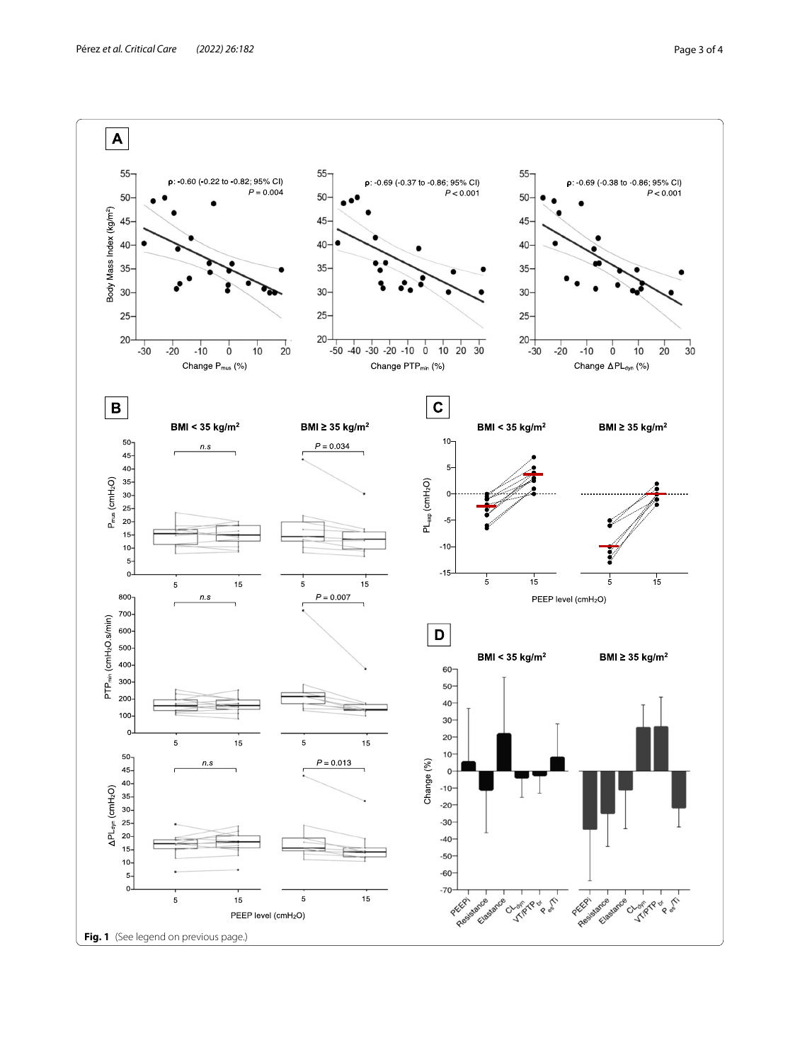**Fig. 1** (See legend on previous page.)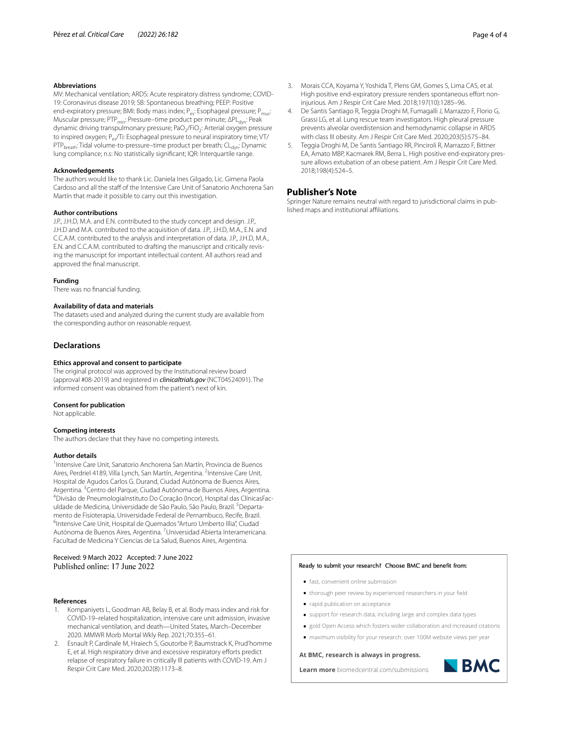### Abbreviations

MV: Mechanical ventilation; ARDS: Acute respiratory distress syndrome; COVID-19: Coronavirus disease 2019; SB: Spontaneous breathing; PEEP: Positive end-expiratory pressure; BMI: Body mass index; $P_{es}$: Esophageal pressure; $P_{mus}$: Muscular pressure; $PTP_{min}$: Pressure–time product per minute; $\Delta PL_{dyn}$: Peak dynamic driving transpulmonary pressure; $PaO_2/FiO_2$: Arterial oxygen pressure to inspired oxygen; $P_{es}$/Ti: Esophageal pressure to neural inspiratory time; VT/$PTP_{breath}$: Tidal volume-to-pressure–time product per breath; $CL_{dyn}$: Dynamic lung compliance; n.s: No statistically significant; IQR: Interquartile range.

### Acknowledgements

The authors would like to thank Lic. Daniela Ines Gilgado, Lic. Gimena Paola Cardoso and all the staff of the Intensive Care Unit of Sanatorio Anchorena San Martín that made it possible to carry out this investigation.

### Author contributions

J.P., J.H.D, M.A. and E.N. contributed to the study concept and design. J.P., J.H.D and M.A. contributed to the acquisition of data. J.P., J.H.D, M.A., E.N. and C.C.A.M. contributed to the analysis and interpretation of data. J.P., J.H.D, M.A., E.N. and C.C.A.M. contributed to drafting the manuscript and critically revising the manuscript for important intellectual content. All authors read and approved the final manuscript.

### Funding

There was no financial funding.

### Availability of data and materials

The datasets used and analyzed during the current study are available from the corresponding author on reasonable request.

## Declarations

### Ethics approval and consent to participate

The original protocol was approved by the Institutional review board (approval #08-2019) and registered in ***clinicaltrials.gov*** (NCT04524091). The informed consent was obtained from the patient's next of kin.

### Consent for publication

Not applicable.

### Competing interests

The authors declare that they have no competing interests.

### Author details

[1]Intensive Care Unit, Sanatorio Anchorena San Martín, Provincia de Buenos Aires, Perdriel 4189, Villa Lynch, San Martín, Argentina. [2]Intensive Care Unit, Hospital de Agudos Carlos G. Durand, Ciudad Autónoma de Buenos Aires, Argentina. [3]Centro del Parque, Ciudad Autónoma de Buenos Aires, Argentina. [4]Divisão de PneumologiaInstituto Do Coração (Incor), Hospital das ClínicasFaculdade de Medicina, Universidade de São Paulo, São Paulo, Brazil. [5]Departamento de Fisioterapia, Universidade Federal de Pernambuco, Recife, Brazil. [6]Intensive Care Unit, Hospital de Quemados "Arturo Umberto Illia", Ciudad Autónoma de Buenos Aires, Argentina. [7]Universidad Abierta Interamericana. Facultad de Medicina Y Ciencias de La Salud, Buenos Aires, Argentina.

Received: 9 March 2022 Accepted: 7 June 2022
Published online: 17 June 2022

### References

1. Kompaniyets L, Goodman AB, Belay B, et al. Body mass index and risk for COVID-19–related hospitalization, intensive care unit admission, invasive mechanical ventilation, and death—United States, March–December 2020. MMWR Morb Mortal Wkly Rep. 2021;70:355–61.
2. Esnault P, Cardinale M, Hraiech S, Goutorbe P, Baumstrack K, Prud'homme E, et al. High respiratory drive and excessive respiratory efforts predict relapse of respiratory failure in critically Ill patients with COVID-19. Am J Respir Crit Care Med. 2020;202(8):1173–8.
3. Morais CCA, Koyama Y, Yoshida T, Plens GM, Gomes S, Lima CAS, et al. High positive end-expiratory pressure renders spontaneous effort noninjurious. Am J Respir Crit Care Med. 2018;197(10):1285–96.
4. De Santis Santiago R, Teggia Droghi M, Fumagalli J, Marrazzo F, Florio G, Grassi LG, et al. Lung rescue team investigators. High pleural pressure prevents alveolar overdistension and hemodynamic collapse in ARDS with class III obesity. Am J Respir Crit Care Med. 2020;203(5):575–84.
5. Teggia Droghi M, De Santis Santiago RR, Pinciroli R, Marrazzo F, Bittner EA, Amato MBP, Kacmarek RM, Berra L. High positive end-expiratory pressure allows extubation of an obese patient. Am J Respir Crit Care Med. 2018;198(4):524–5.

## Publisher's Note

Springer Nature remains neutral with regard to jurisdictional claims in published maps and institutional affiliations.

Ready to submit your research? Choose BMC and benefit from:

- fast, convenient online submission
- thorough peer review by experienced researchers in your field
- rapid publication on acceptance
- support for research data, including large and complex data types
- gold Open Access which fosters wider collaboration and increased citations
- maximum visibility for your research: over 100M website views per year

**At BMC, research is always in progress.**

**Learn more** biomedcentral.com/submissions

BMC